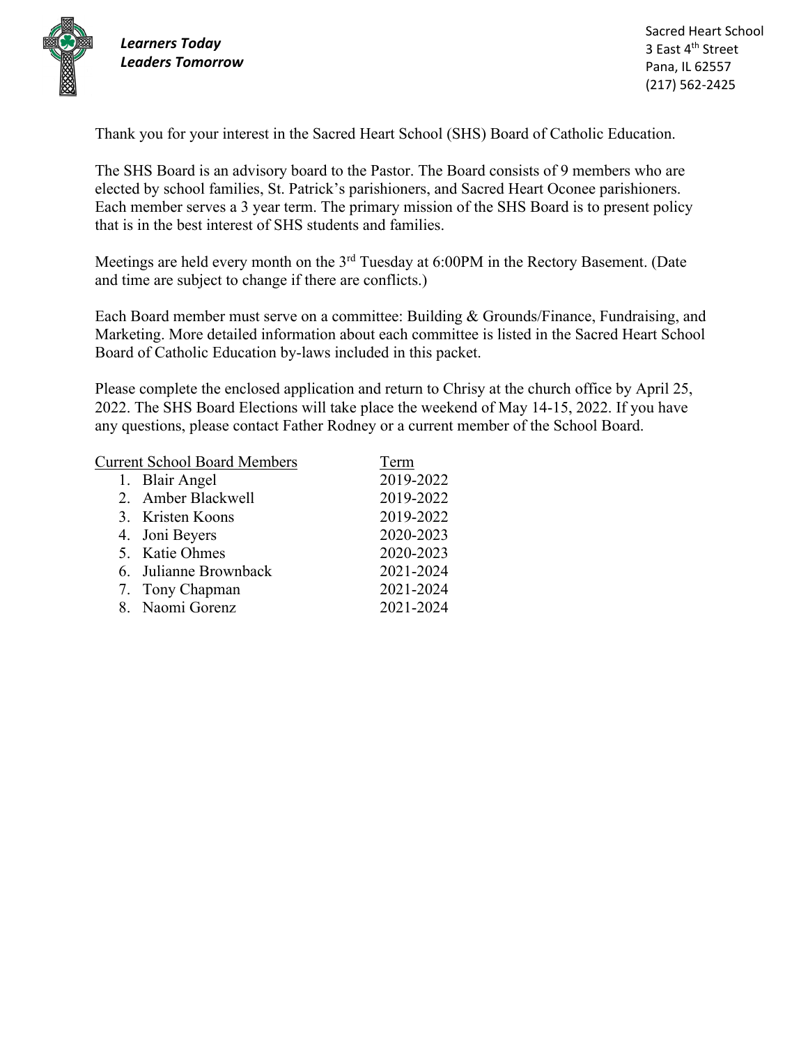*Learners Today*
*Leaders Tomorrow*

Sacred Heart School
3 East 4th Street
Pana, IL 62557
(217) 562-2425

Thank you for your interest in the Sacred Heart School (SHS) Board of Catholic Education.

The SHS Board is an advisory board to the Pastor. The Board consists of 9 members who are elected by school families, St. Patrick's parishioners, and Sacred Heart Oconee parishioners. Each member serves a 3 year term. The primary mission of the SHS Board is to present policy that is in the best interest of SHS students and families.

Meetings are held every month on the 3rd Tuesday at 6:00PM in the Rectory Basement. (Date and time are subject to change if there are conflicts.)

Each Board member must serve on a committee: Building & Grounds/Finance, Fundraising, and Marketing. More detailed information about each committee is listed in the Sacred Heart School Board of Catholic Education by-laws included in this packet.

Please complete the enclosed application and return to Chrisy at the church office by April 25, 2022. The SHS Board Elections will take place the weekend of May 14-15, 2022. If you have any questions, please contact Father Rodney or a current member of the School Board.

| Current School Board Members | Term |
|---|---|
| 1. Blair Angel | 2019-2022 |
| 2. Amber Blackwell | 2019-2022 |
| 3. Kristen Koons | 2019-2022 |
| 4. Joni Beyers | 2020-2023 |
| 5. Katie Ohmes | 2020-2023 |
| 6. Julianne Brownback | 2021-2024 |
| 7. Tony Chapman | 2021-2024 |
| 8. Naomi Gorenz | 2021-2024 |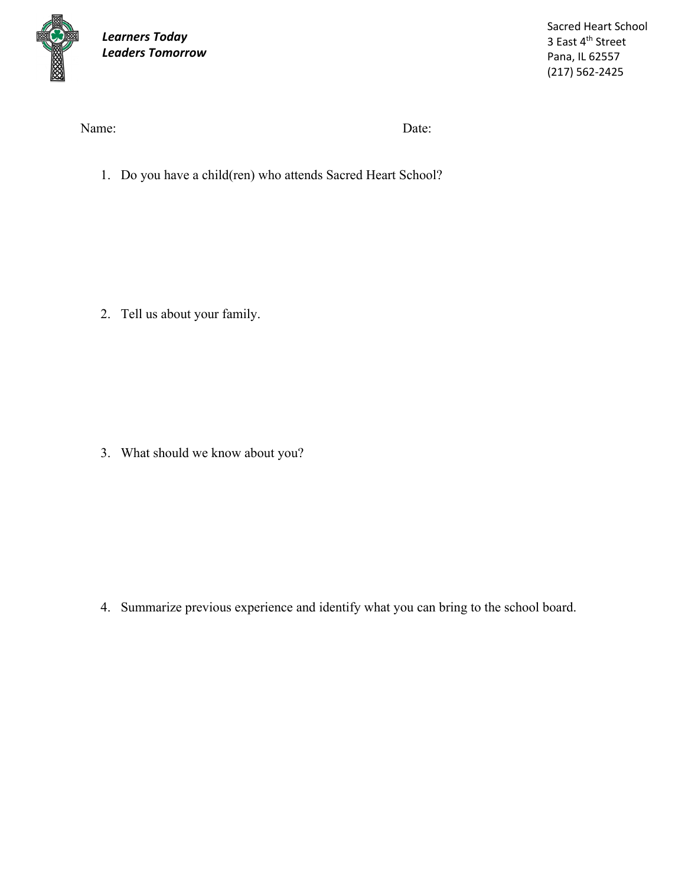***Learners Today***
***Leaders Tomorrow***

Sacred Heart School
3 East 4th Street
Pana, IL 62557
(217) 562-2425

Name: Date:

1. Do you have a child(ren) who attends Sacred Heart School?

2. Tell us about your family.

3. What should we know about you?

4. Summarize previous experience and identify what you can bring to the school board.